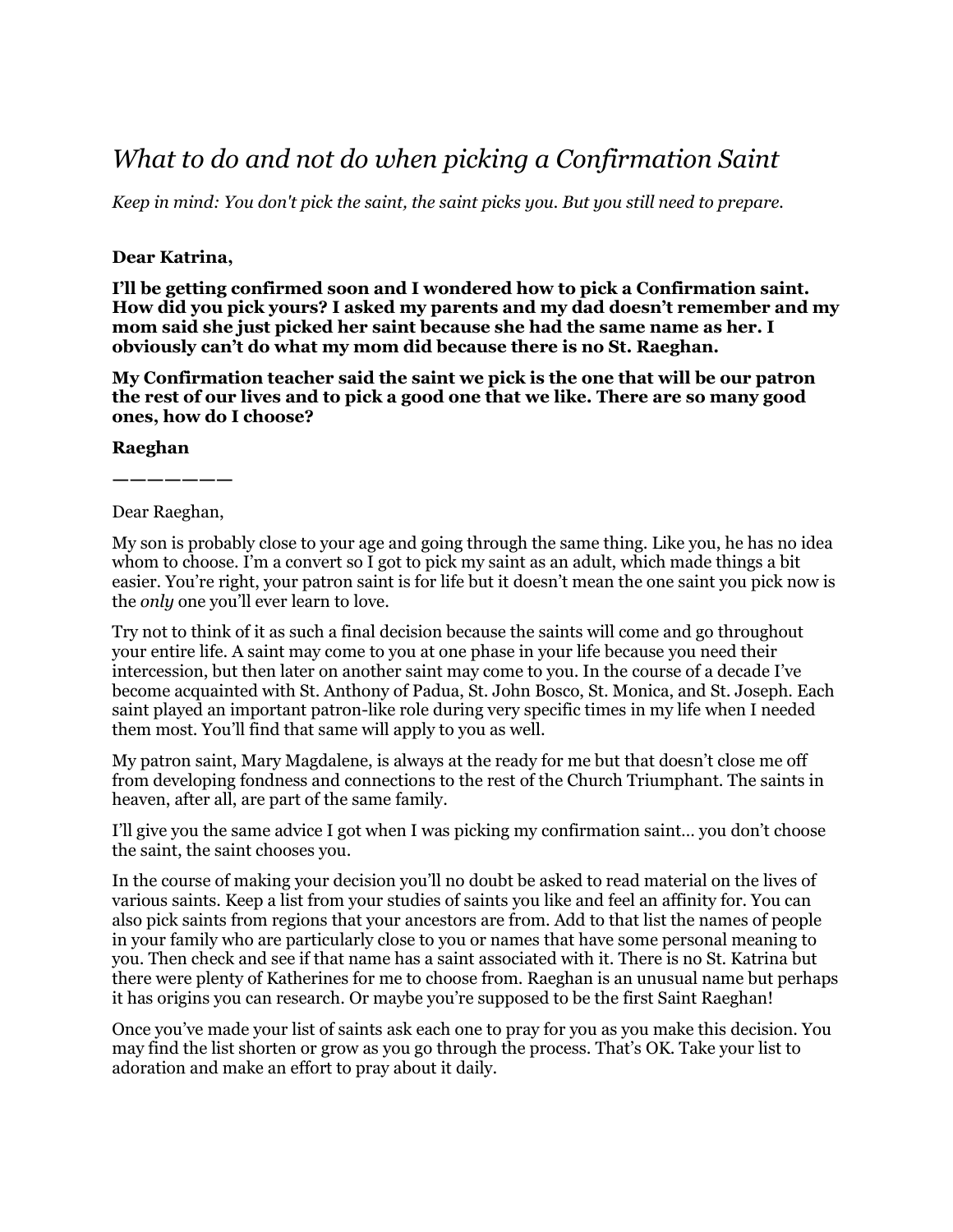# *What to do and not do when picking a Confirmation Saint*

*Keep in mind: You don't pick the saint, the saint picks you. But you still need to prepare.*

**Dear Katrina,**

**I'll be getting confirmed soon and I wondered how to pick a Confirmation saint. How did you pick yours? I asked my parents and my dad doesn't remember and my mom said she just picked her saint because she had the same name as her. I obviously can't do what my mom did because there is no St. Raeghan.**

**My Confirmation teacher said the saint we pick is the one that will be our patron the rest of our lives and to pick a good one that we like. There are so many good ones, how do I choose?**

**Raeghan**

**———————**

Dear Raeghan,

My son is probably close to your age and going through the same thing. Like you, he has no idea whom to choose. I'm a convert so I got to pick my saint as an adult, which made things a bit easier. You're right, your patron saint is for life but it doesn't mean the one saint you pick now is the *only* one you'll ever learn to love.

Try not to think of it as such a final decision because the saints will come and go throughout your entire life. A saint may come to you at one phase in your life because you need their intercession, but then later on another saint may come to you. In the course of a decade I've become acquainted with St. Anthony of Padua, St. John Bosco, St. Monica, and St. Joseph. Each saint played an important patron-like role during very specific times in my life when I needed them most. You'll find that same will apply to you as well.

My patron saint, Mary Magdalene, is always at the ready for me but that doesn't close me off from developing fondness and connections to the rest of the Church Triumphant. The saints in heaven, after all, are part of the same family.

I'll give you the same advice I got when I was picking my confirmation saint… you don't choose the saint, the saint chooses you.

In the course of making your decision you'll no doubt be asked to read material on the lives of various saints. Keep a list from your studies of saints you like and feel an affinity for. You can also pick saints from regions that your ancestors are from. Add to that list the names of people in your family who are particularly close to you or names that have some personal meaning to you. Then check and see if that name has a saint associated with it. There is no St. Katrina but there were plenty of Katherines for me to choose from. Raeghan is an unusual name but perhaps it has origins you can research. Or maybe you're supposed to be the first Saint Raeghan!

Once you've made your list of saints ask each one to pray for you as you make this decision. You may find the list shorten or grow as you go through the process. That's OK. Take your list to adoration and make an effort to pray about it daily.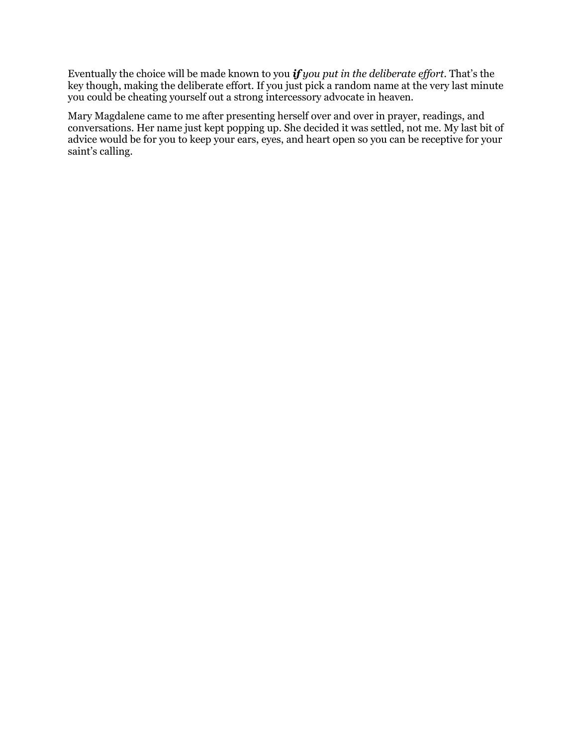Eventually the choice will be made known to you ***if** you put in the deliberate effort*. That's the key though, making the deliberate effort. If you just pick a random name at the very last minute you could be cheating yourself out a strong intercessory advocate in heaven.

Mary Magdalene came to me after presenting herself over and over in prayer, readings, and conversations. Her name just kept popping up. She decided it was settled, not me. My last bit of advice would be for you to keep your ears, eyes, and heart open so you can be receptive for your saint's calling.